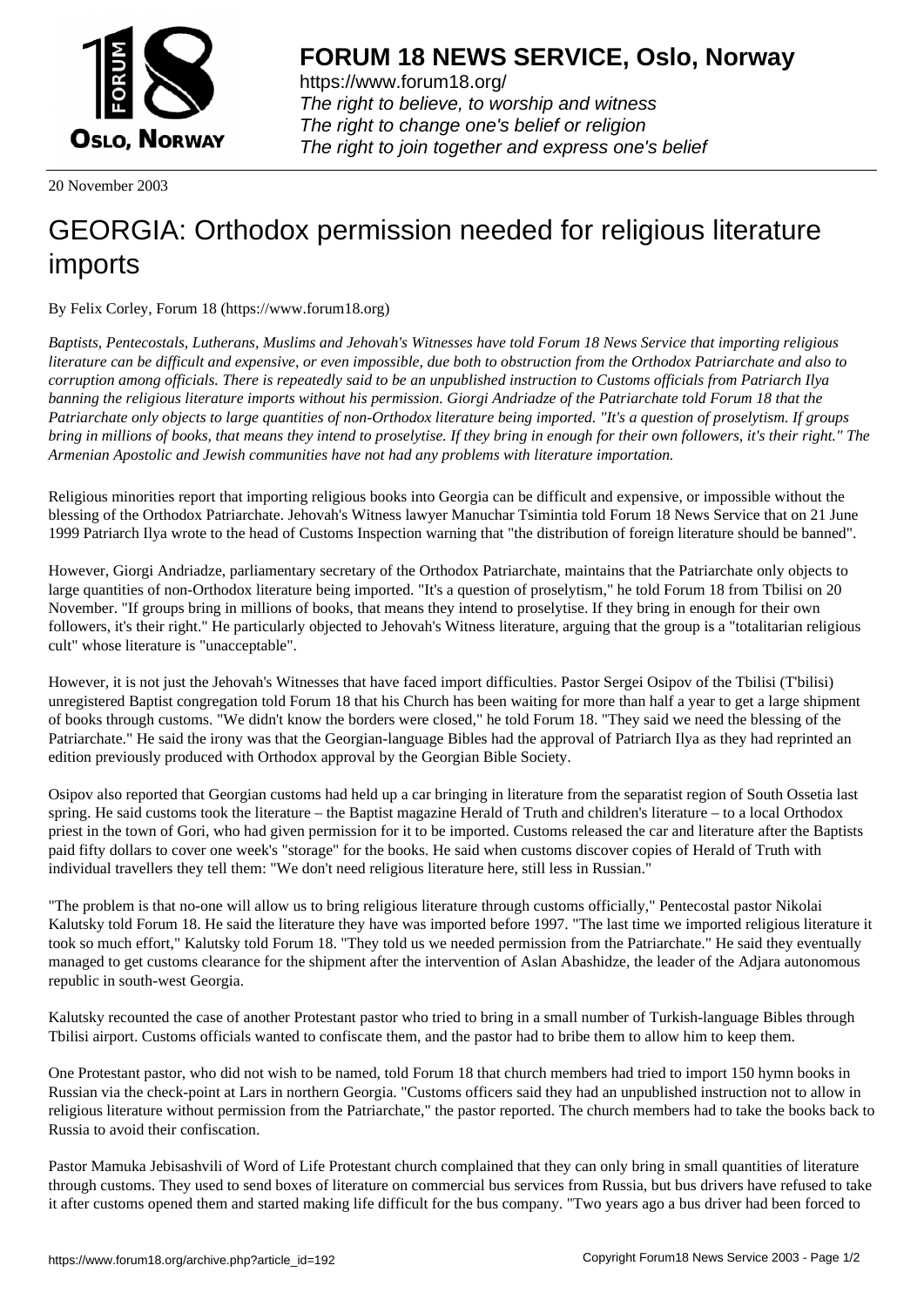**FORUM 18 NEWS SERVICE, Oslo, Norway**

https://www.forum18.org/
*The right to believe, to worship and witness*
*The right to change one's belief or religion*
*The right to join together and express one's belief*

20 November 2003

# GEORGIA: Orthodox permission needed for religious literature imports

By Felix Corley, Forum 18 (https://www.forum18.org)

*Baptists, Pentecostals, Lutherans, Muslims and Jehovah's Witnesses have told Forum 18 News Service that importing religious literature can be difficult and expensive, or even impossible, due both to obstruction from the Orthodox Patriarchate and also to corruption among officials. There is repeatedly said to be an unpublished instruction to Customs officials from Patriarch Ilya banning the religious literature imports without his permission. Giorgi Andriadze of the Patriarchate told Forum 18 that the Patriarchate only objects to large quantities of non-Orthodox literature being imported. "It's a question of proselytism. If groups bring in millions of books, that means they intend to proselytise. If they bring in enough for their own followers, it's their right." The Armenian Apostolic and Jewish communities have not had any problems with literature importation.*

Religious minorities report that importing religious books into Georgia can be difficult and expensive, or impossible without the blessing of the Orthodox Patriarchate. Jehovah's Witness lawyer Manuchar Tsimintia told Forum 18 News Service that on 21 June 1999 Patriarch Ilya wrote to the head of Customs Inspection warning that "the distribution of foreign literature should be banned".

However, Giorgi Andriadze, parliamentary secretary of the Orthodox Patriarchate, maintains that the Patriarchate only objects to large quantities of non-Orthodox literature being imported. "It's a question of proselytism," he told Forum 18 from Tbilisi on 20 November. "If groups bring in millions of books, that means they intend to proselytise. If they bring in enough for their own followers, it's their right." He particularly objected to Jehovah's Witness literature, arguing that the group is a "totalitarian religious cult" whose literature is "unacceptable".

However, it is not just the Jehovah's Witnesses that have faced import difficulties. Pastor Sergei Osipov of the Tbilisi (T'bilisi) unregistered Baptist congregation told Forum 18 that his Church has been waiting for more than half a year to get a large shipment of books through customs. "We didn't know the borders were closed," he told Forum 18. "They said we need the blessing of the Patriarchate." He said the irony was that the Georgian-language Bibles had the approval of Patriarch Ilya as they had reprinted an edition previously produced with Orthodox approval by the Georgian Bible Society.

Osipov also reported that Georgian customs had held up a car bringing in literature from the separatist region of South Ossetia last spring. He said customs took the literature – the Baptist magazine Herald of Truth and children's literature – to a local Orthodox priest in the town of Gori, who had given permission for it to be imported. Customs released the car and literature after the Baptists paid fifty dollars to cover one week's "storage" for the books. He said when customs discover copies of Herald of Truth with individual travellers they tell them: "We don't need religious literature here, still less in Russian."

"The problem is that no-one will allow us to bring religious literature through customs officially," Pentecostal pastor Nikolai Kalutsky told Forum 18. He said the literature they have was imported before 1997. "The last time we imported religious literature it took so much effort," Kalutsky told Forum 18. "They told us we needed permission from the Patriarchate." He said they eventually managed to get customs clearance for the shipment after the intervention of Aslan Abashidze, the leader of the Adjara autonomous republic in south-west Georgia.

Kalutsky recounted the case of another Protestant pastor who tried to bring in a small number of Turkish-language Bibles through Tbilisi airport. Customs officials wanted to confiscate them, and the pastor had to bribe them to allow him to keep them.

One Protestant pastor, who did not wish to be named, told Forum 18 that church members had tried to import 150 hymn books in Russian via the check-point at Lars in northern Georgia. "Customs officers said they had an unpublished instruction not to allow in religious literature without permission from the Patriarchate," the pastor reported. The church members had to take the books back to Russia to avoid their confiscation.

Pastor Mamuka Jebisashvili of Word of Life Protestant church complained that they can only bring in small quantities of literature through customs. They used to send boxes of literature on commercial bus services from Russia, but bus drivers have refused to take it after customs opened them and started making life difficult for the bus company. "Two years ago a bus driver had been forced to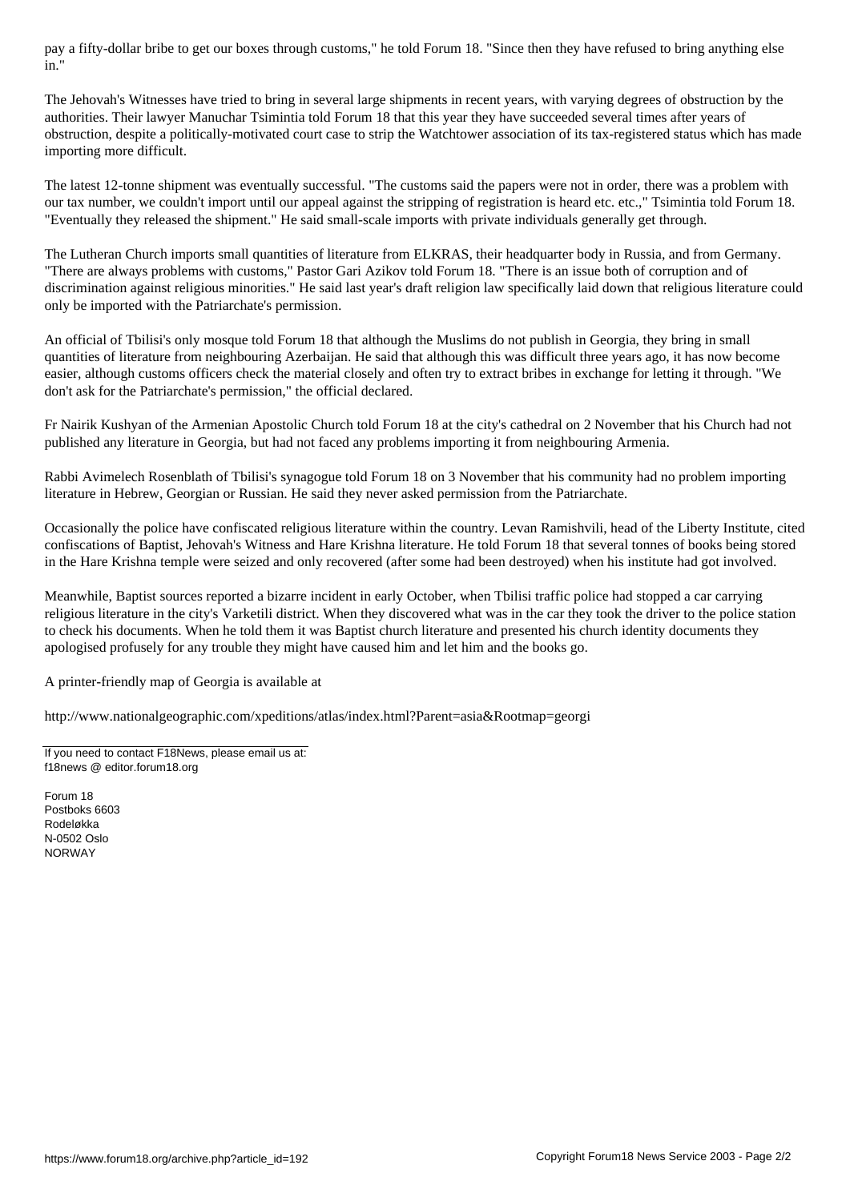pay a fifty-dollar bribe to get our boxes through customs," he told Forum 18. "Since then they have refused to bring anything else in."

The Jehovah's Witnesses have tried to bring in several large shipments in recent years, with varying degrees of obstruction by the authorities. Their lawyer Manuchar Tsimintia told Forum 18 that this year they have succeeded several times after years of obstruction, despite a politically-motivated court case to strip the Watchtower association of its tax-registered status which has made importing more difficult.

The latest 12-tonne shipment was eventually successful. "The customs said the papers were not in order, there was a problem with our tax number, we couldn't import until our appeal against the stripping of registration is heard etc. etc.," Tsimintia told Forum 18. "Eventually they released the shipment." He said small-scale imports with private individuals generally get through.

The Lutheran Church imports small quantities of literature from ELKRAS, their headquarter body in Russia, and from Germany. "There are always problems with customs," Pastor Gari Azikov told Forum 18. "There is an issue both of corruption and of discrimination against religious minorities." He said last year's draft religion law specifically laid down that religious literature could only be imported with the Patriarchate's permission.

An official of Tbilisi's only mosque told Forum 18 that although the Muslims do not publish in Georgia, they bring in small quantities of literature from neighbouring Azerbaijan. He said that although this was difficult three years ago, it has now become easier, although customs officers check the material closely and often try to extract bribes in exchange for letting it through. "We don't ask for the Patriarchate's permission," the official declared.

Fr Nairik Kushyan of the Armenian Apostolic Church told Forum 18 at the city's cathedral on 2 November that his Church had not published any literature in Georgia, but had not faced any problems importing it from neighbouring Armenia.

Rabbi Avimelech Rosenblath of Tbilisi's synagogue told Forum 18 on 3 November that his community had no problem importing literature in Hebrew, Georgian or Russian. He said they never asked permission from the Patriarchate.

Occasionally the police have confiscated religious literature within the country. Levan Ramishvili, head of the Liberty Institute, cited confiscations of Baptist, Jehovah's Witness and Hare Krishna literature. He told Forum 18 that several tonnes of books being stored in the Hare Krishna temple were seized and only recovered (after some had been destroyed) when his institute had got involved.

Meanwhile, Baptist sources reported a bizarre incident in early October, when Tbilisi traffic police had stopped a car carrying religious literature in the city's Varketili district. When they discovered what was in the car they took the driver to the police station to check his documents. When he told them it was Baptist church literature and presented his church identity documents they apologised profusely for any trouble they might have caused him and let him and the books go.

A printer-friendly map of Georgia is available at

http://www.nationalgeographic.com/xpeditions/atlas/index.html?Parent=asia&Rootmap=georgi

---

If you need to contact F18News, please email us at:
f18news @ editor.forum18.org

Forum 18
Postboks 6603
Rodeløkka
N-0502 Oslo
NORWAY